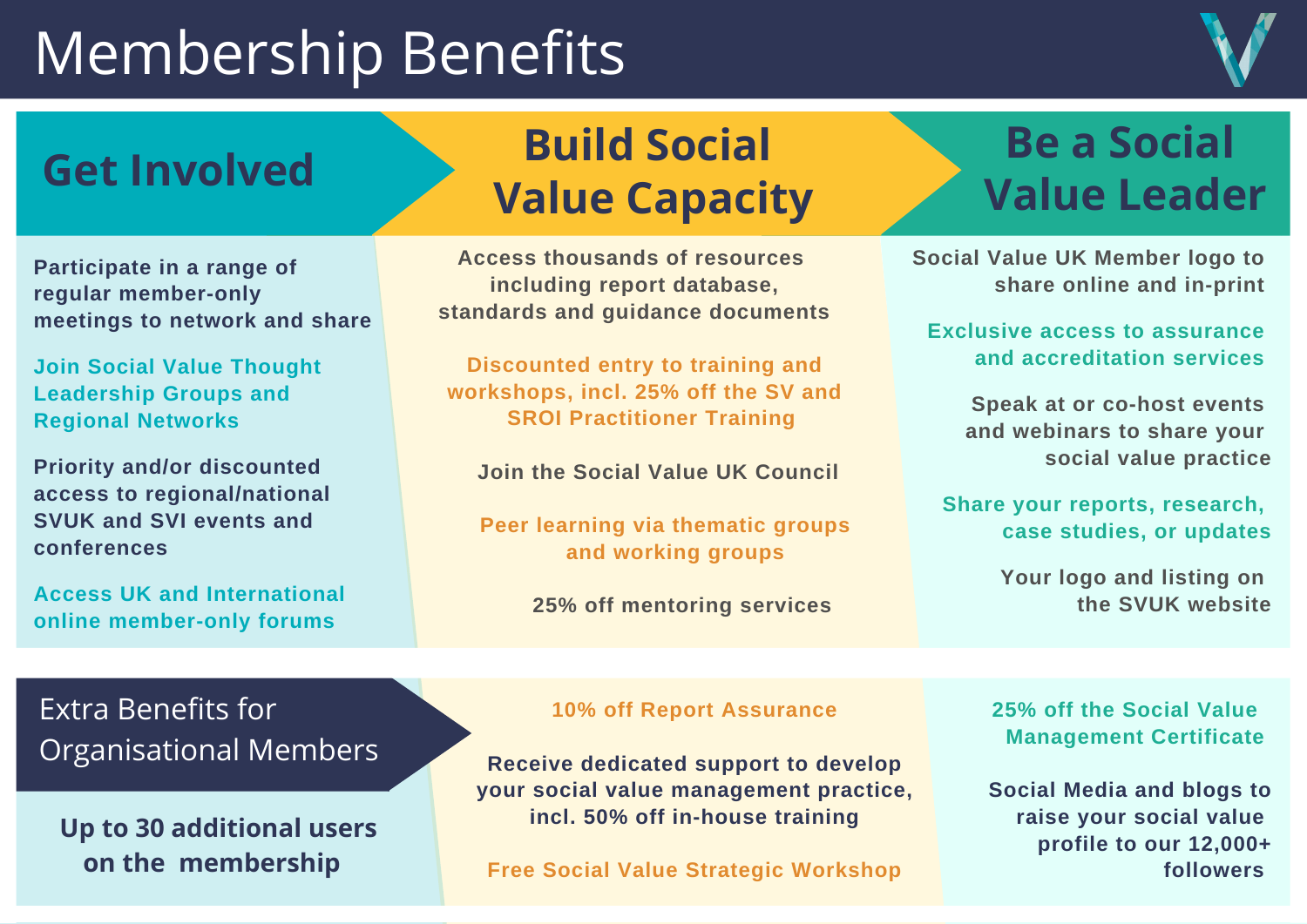# Membership Benefits

## Get Involved

- Participate in a range of regular member-only meetings to network and share
- Join Social Value Thought Leadership Groups and Regional Networks
- Priority and/or discounted access to regional/national SVUK and SVI events and conferences
- Access UK and International online member-only forums

## Build Social Value Capacity

- Access thousands of resources including report database, standards and guidance documents
- Discounted entry to training and workshops, incl. 25% off the SV and SROI Practitioner Training
- Join the Social Value UK Council
- Peer learning via thematic groups and working groups
- 25% off mentoring services

## Be a Social Value Leader

- Social Value UK Member logo to share online and in-print
- Exclusive access to assurance and accreditation services
- Speak at or co-host events and webinars to share your social value practice
- Share your reports, research, case studies, or updates
- Your logo and listing on the SVUK website

## Extra Benefits for Organisational Members

**Up to 30 additional users on the membership**

- 10% off Report Assurance
- Receive dedicated support to develop your social value management practice, incl. 50% off in-house training
- Free Social Value Strategic Workshop
- 25% off the Social Value Management Certificate
- Social Media and blogs to raise your social value profile to our 12,000+ followers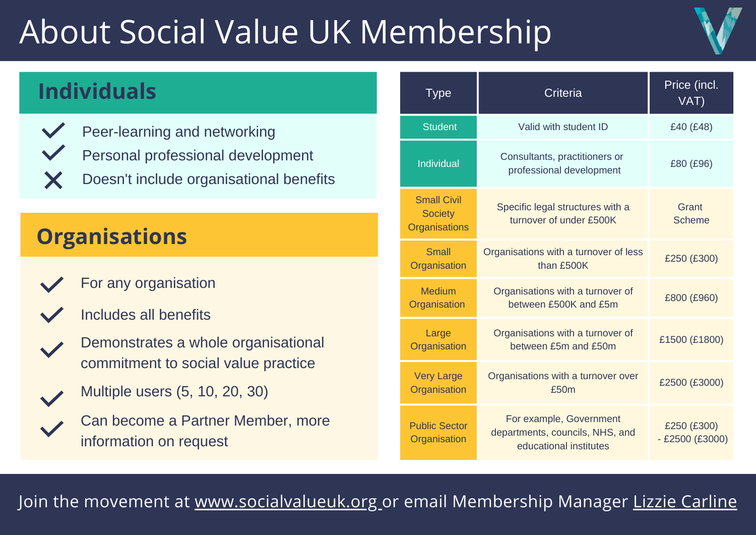# About Social Value UK Membership

## Individuals

- ✓ Peer-learning and networking
- ✓ Personal professional development
- ✗ Doesn't include organisational benefits

## Organisations

- ✓ For any organisation
- ✓ Includes all benefits
- ✓ Demonstrates a whole organisational commitment to social value practice
- ✓ Multiple users (5, 10, 20, 30)
- ✓ Can become a Partner Member, more information on request

| Type | Criteria | Price (incl. VAT) |
|---|---|---|
| Student | Valid with student ID | £40 (£48) |
| Individual | Consultants, practitioners or professional development | £80 (£96) |
| Small Civil Society Organisations | Specific legal structures with a turnover of under £500K | Grant Scheme |
| Small Organisation | Organisations with a turnover of less than £500K | £250 (£300) |
| Medium Organisation | Organisations with a turnover of between £500K and £5m | £800 (£960) |
| Large Organisation | Organisations with a turnover of between £5m and £50m | £1500 (£1800) |
| Very Large Organisation | Organisations with a turnover over £50m | £2500 (£3000) |
| Public Sector Organisation | For example, Government departments, councils, NHS, and educational institutes | £250 (£300) - £2500 (£3000) |

Join the movement at www.socialvalueuk.org or email Membership Manager Lizzie Carline